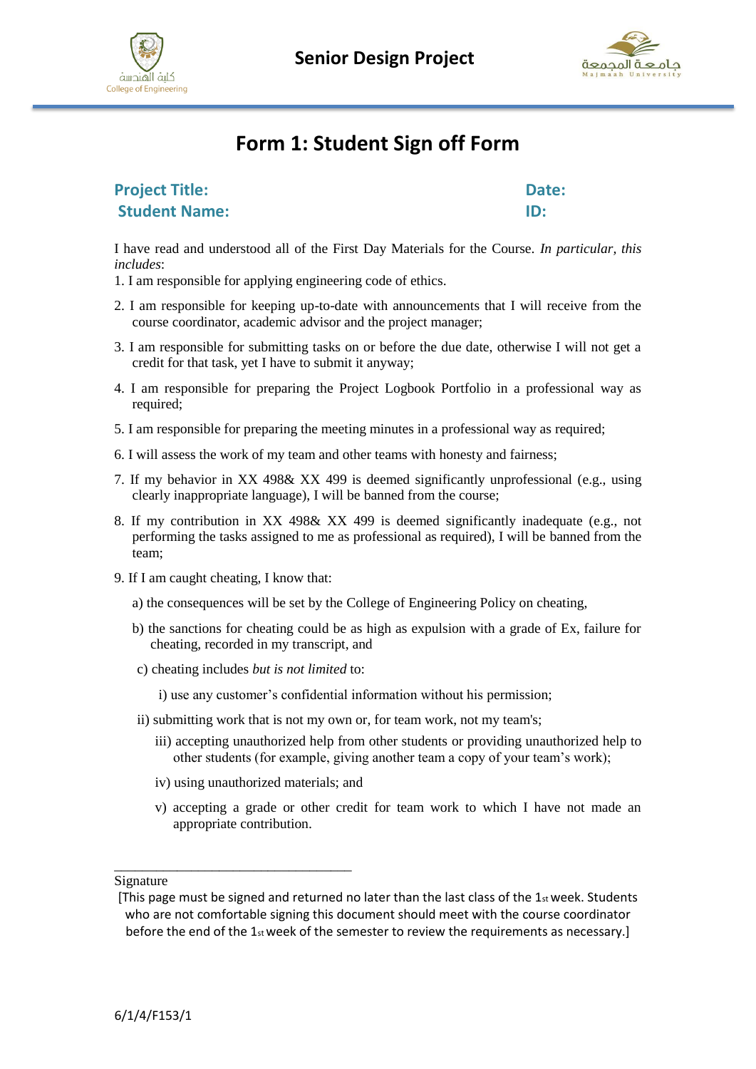كلية الهندسة
College of Engineering

# Senior Design Project

جامعة المجمعة
Majmaah University

## Form 1: Student Sign off Form

**Project Title:** **Date:**
**Student Name:** **ID:**

I have read and understood all of the First Day Materials for the Course. *In particular, this includes*:

1. I am responsible for applying engineering code of ethics.
2. I am responsible for keeping up-to-date with announcements that I will receive from the course coordinator, academic advisor and the project manager;
3. I am responsible for submitting tasks on or before the due date, otherwise I will not get a credit for that task, yet I have to submit it anyway;
4. I am responsible for preparing the Project Logbook Portfolio in a professional way as required;
5. I am responsible for preparing the meeting minutes in a professional way as required;
6. I will assess the work of my team and other teams with honesty and fairness;
7. If my behavior in XX 498& XX 499 is deemed significantly unprofessional (e.g., using clearly inappropriate language), I will be banned from the course;
8. If my contribution in XX 498& XX 499 is deemed significantly inadequate (e.g., not performing the tasks assigned to me as professional as required), I will be banned from the team;
9. If I am caught cheating, I know that:
   a) the consequences will be set by the College of Engineering Policy on cheating,
   b) the sanctions for cheating could be as high as expulsion with a grade of Ex, failure for cheating, recorded in my transcript, and
   c) cheating includes *but is not limited* to:
      i) use any customer's confidential information without his permission;
      ii) submitting work that is not my own or, for team work, not my team's;
      iii) accepting unauthorized help from other students or providing unauthorized help to other students (for example, giving another team a copy of your team's work);
      iv) using unauthorized materials; and
      v) accepting a grade or other credit for team work to which I have not made an appropriate contribution.

\_\_\_\_\_\_\_\_\_\_\_\_\_\_\_\_\_\_\_\_\_\_\_\_\_\_\_\_\_\_\_\_\_\_\_\_

Signature

[This page must be signed and returned no later than the last class of the 1st week. Students who are not comfortable signing this document should meet with the course coordinator before the end of the 1st week of the semester to review the requirements as necessary.]

6/1/4/F153/1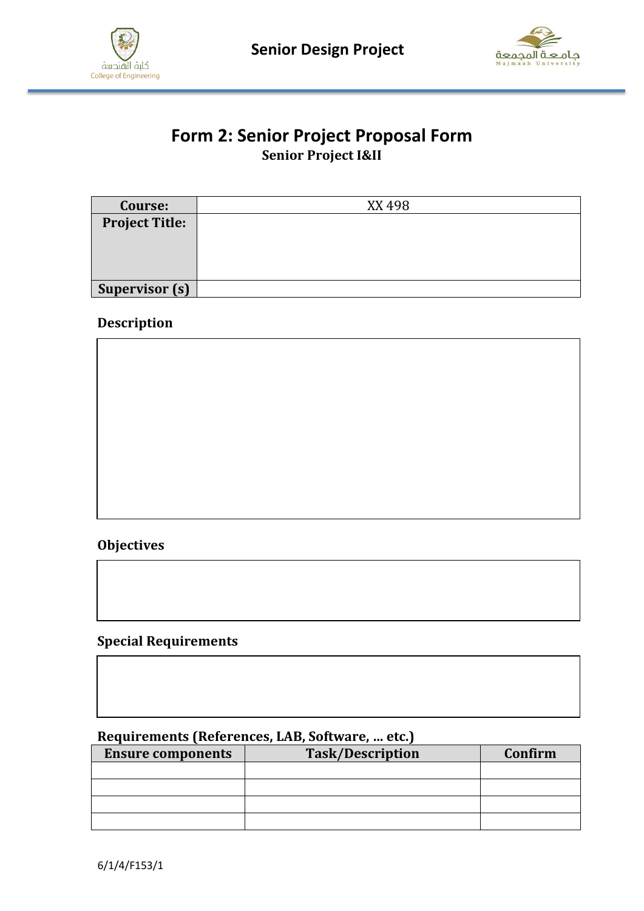# Form 2: Senior Project Proposal Form

**Senior Project I&II**

| Course: | XX 498 |
|---|---|
| Project Title: | |
| Supervisor (s) | |

### Description

### Objectives

### Special Requirements

### Requirements (References, LAB, Software, … etc.)

| Ensure components | Task/Description | Confirm |
|---|---|---|
| | | |
| | | |
| | | |
| | | |

6/1/4/F153/1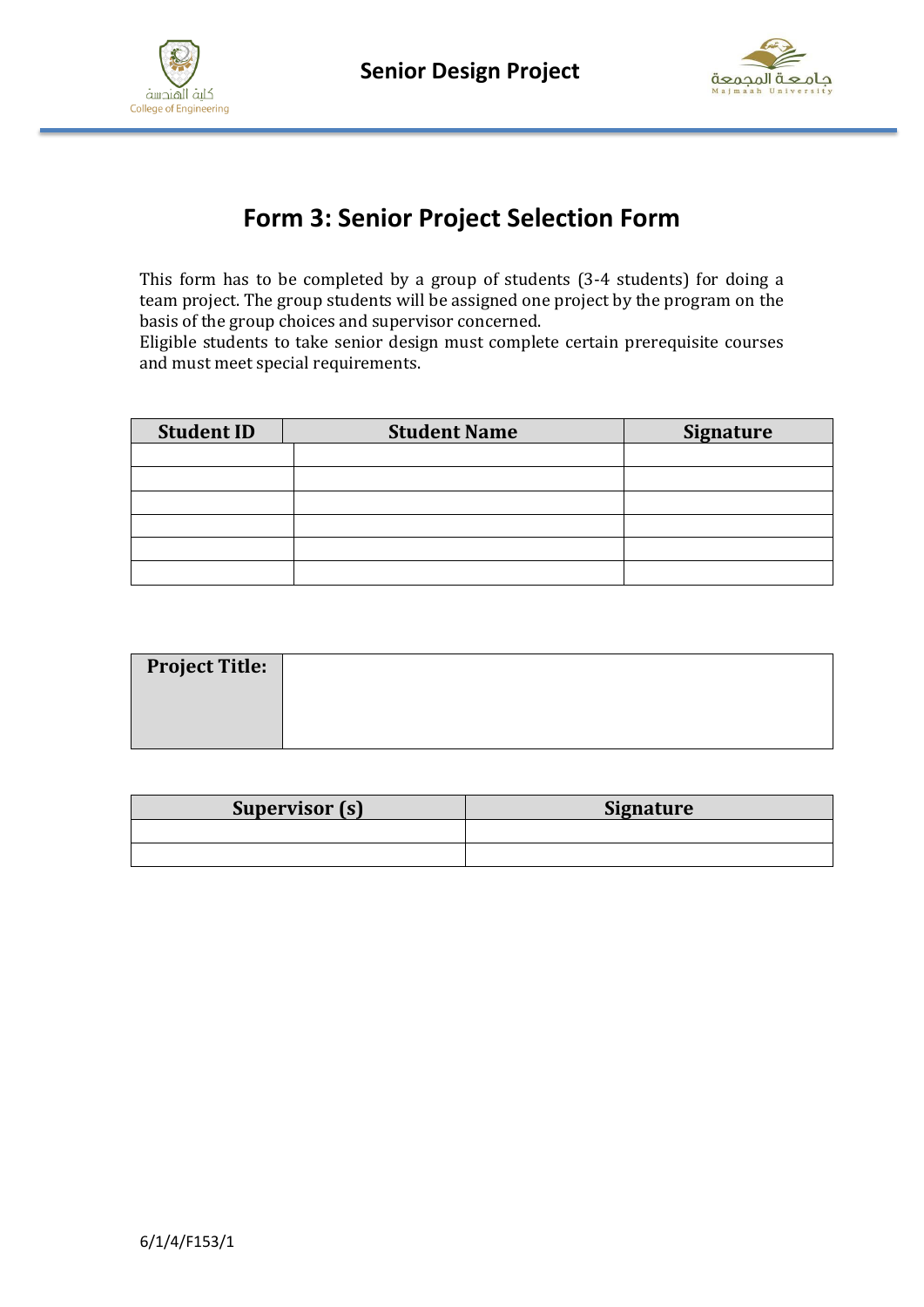# Form 3: Senior Project Selection Form

This form has to be completed by a group of students (3-4 students) for doing a team project. The group students will be assigned one project by the program on the basis of the group choices and supervisor concerned.
Eligible students to take senior design must complete certain prerequisite courses and must meet special requirements.

| Student ID | Student Name | Signature |
|---|---|---|
| | | |
| | | |
| | | |
| | | |
| | | |
| | | |

| Project Title: | |
|---|---|

| Supervisor (s) | Signature |
|---|---|
| | |
| | |

6/1/4/F153/1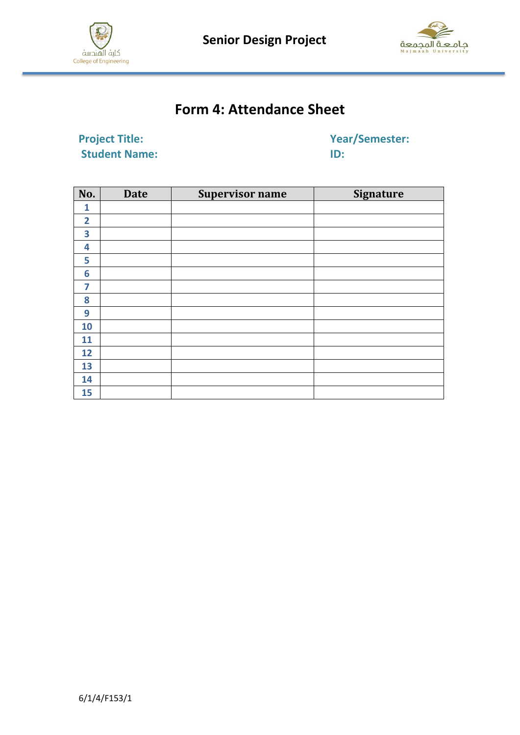Senior Design Project

# Form 4: Attendance Sheet

**Project Title:** **Year/Semester:**

**Student Name:** **ID:**

| No. | Date | Supervisor name | Signature |
|---|---|---|---|
| 1 | | | |
| 2 | | | |
| 3 | | | |
| 4 | | | |
| 5 | | | |
| 6 | | | |
| 7 | | | |
| 8 | | | |
| 9 | | | |
| 10 | | | |
| 11 | | | |
| 12 | | | |
| 13 | | | |
| 14 | | | |
| 15 | | | |

6/1/4/F153/1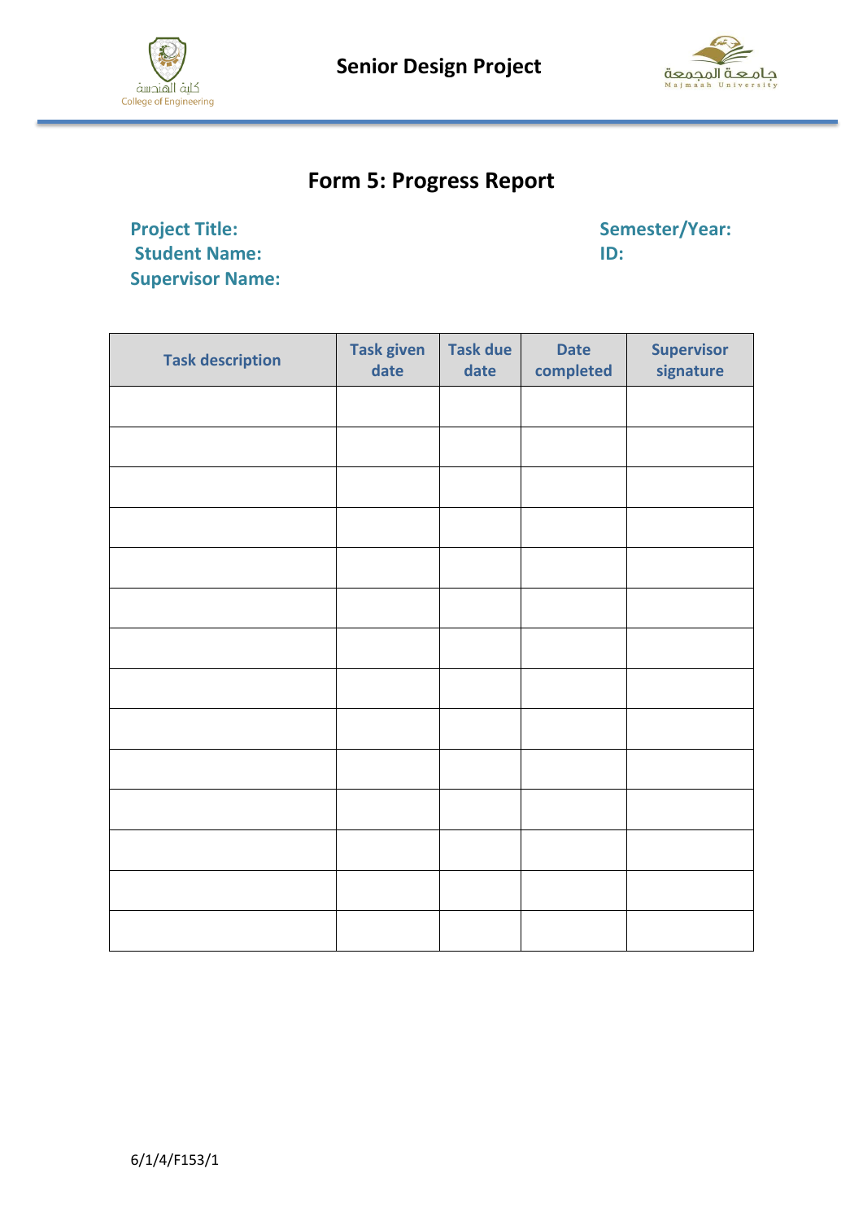# Form 5: Progress Report

**Project Title:**
**Student Name:**
**Supervisor Name:**

**Semester/Year:**
**ID:**

| Task description | Task given date | Task due date | Date completed | Supervisor signature |
|---|---|---|---|---|
| | | | | |
| | | | | |
| | | | | |
| | | | | |
| | | | | |
| | | | | |
| | | | | |
| | | | | |
| | | | | |
| | | | | |
| | | | | |
| | | | | |
| | | | | |
| | | | | |

6/1/4/F153/1